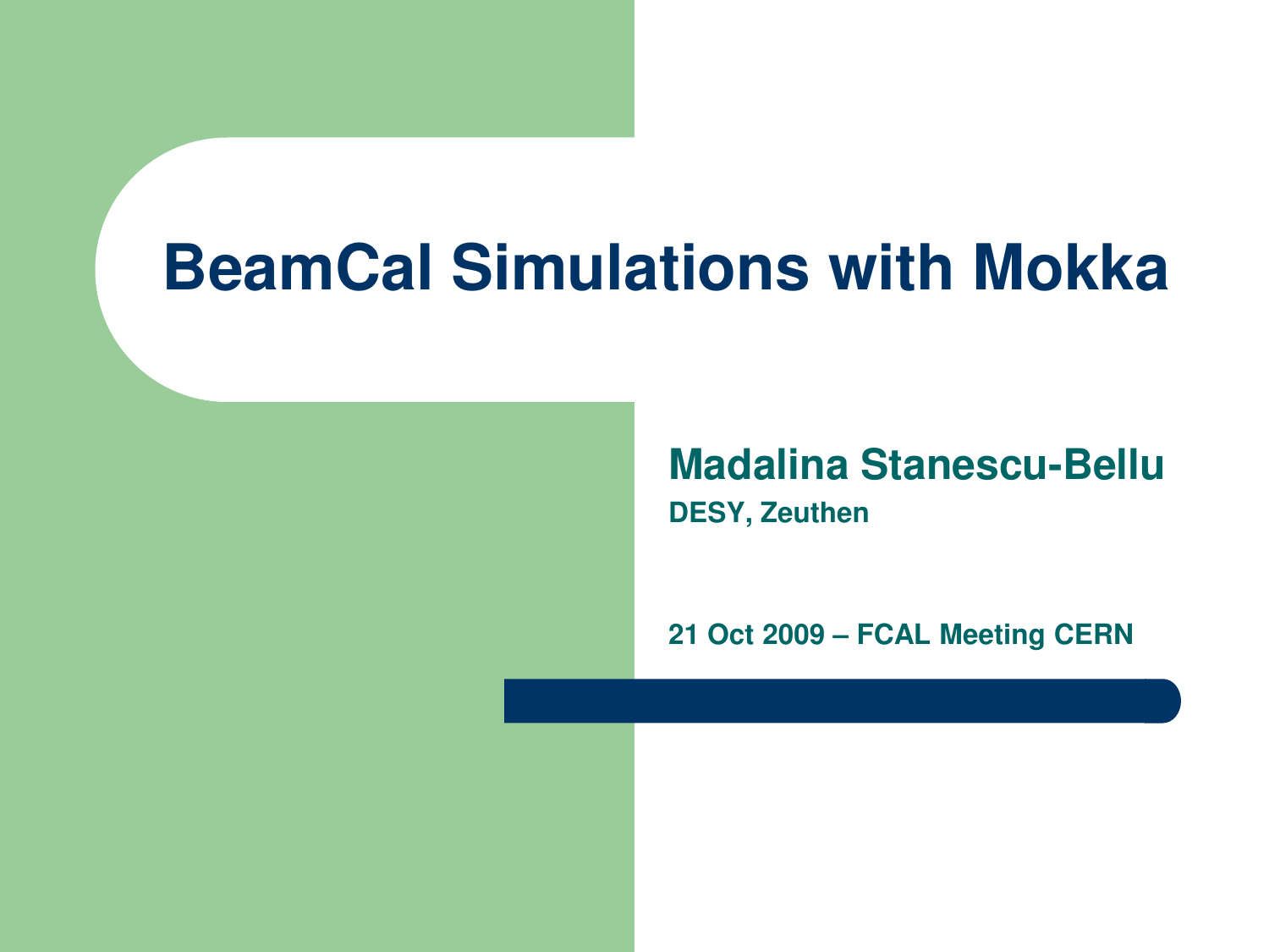# BeamCal Simulations with Mokka

**Madalina Stanescu-Bellu**

**DESY, Zeuthen**

**21 Oct 2009 – FCAL Meeting CERN**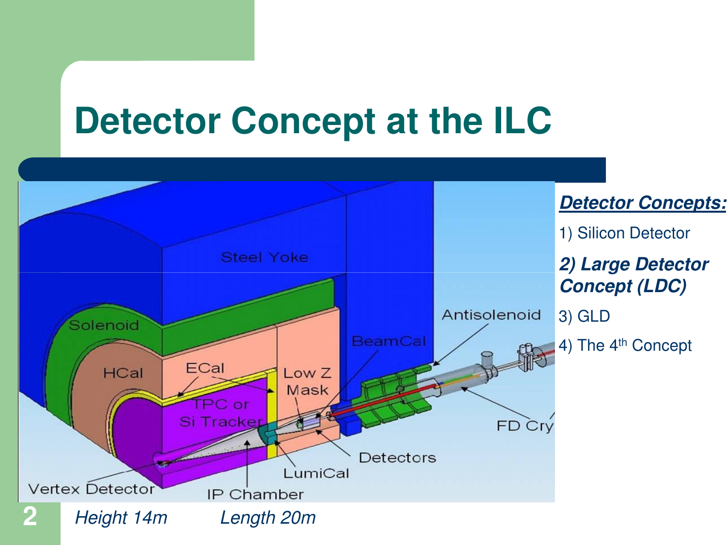# Detector Concept at the ILC

***Detector Concepts:***

1) Silicon Detector

***2) Large Detector Concept (LDC)***

3) GLD

4) The 4th Concept

*Height 14m* *Length 20m*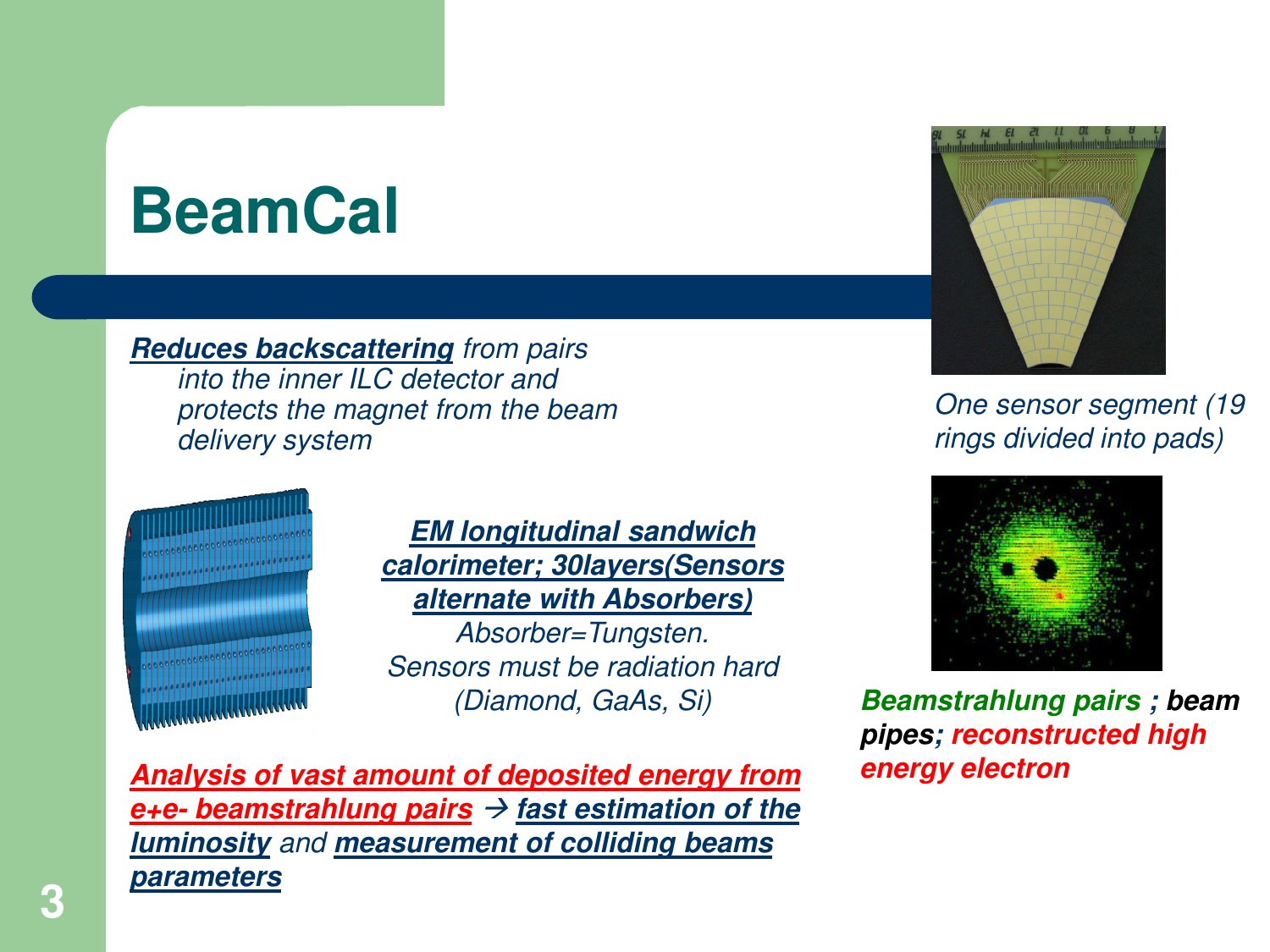# BeamCal

***Reduces backscattering*** *from pairs into the inner ILC detector and protects the magnet from the beam delivery system*

***EM longitudinal sandwich calorimeter; 30layers(Sensors alternate with Absorbers)***

*Absorber=Tungsten.*

*Sensors must be radiation hard (Diamond, GaAs, Si)*

***Analysis of vast amount of deposited energy from e+e- beamstrahlung pairs*** → ***fast estimation of the luminosity*** *and* ***measurement of colliding beams parameters***

*One sensor segment (19 rings divided into pads)*

***Beamstrahlung pairs ; beam pipes; reconstructed high energy electron***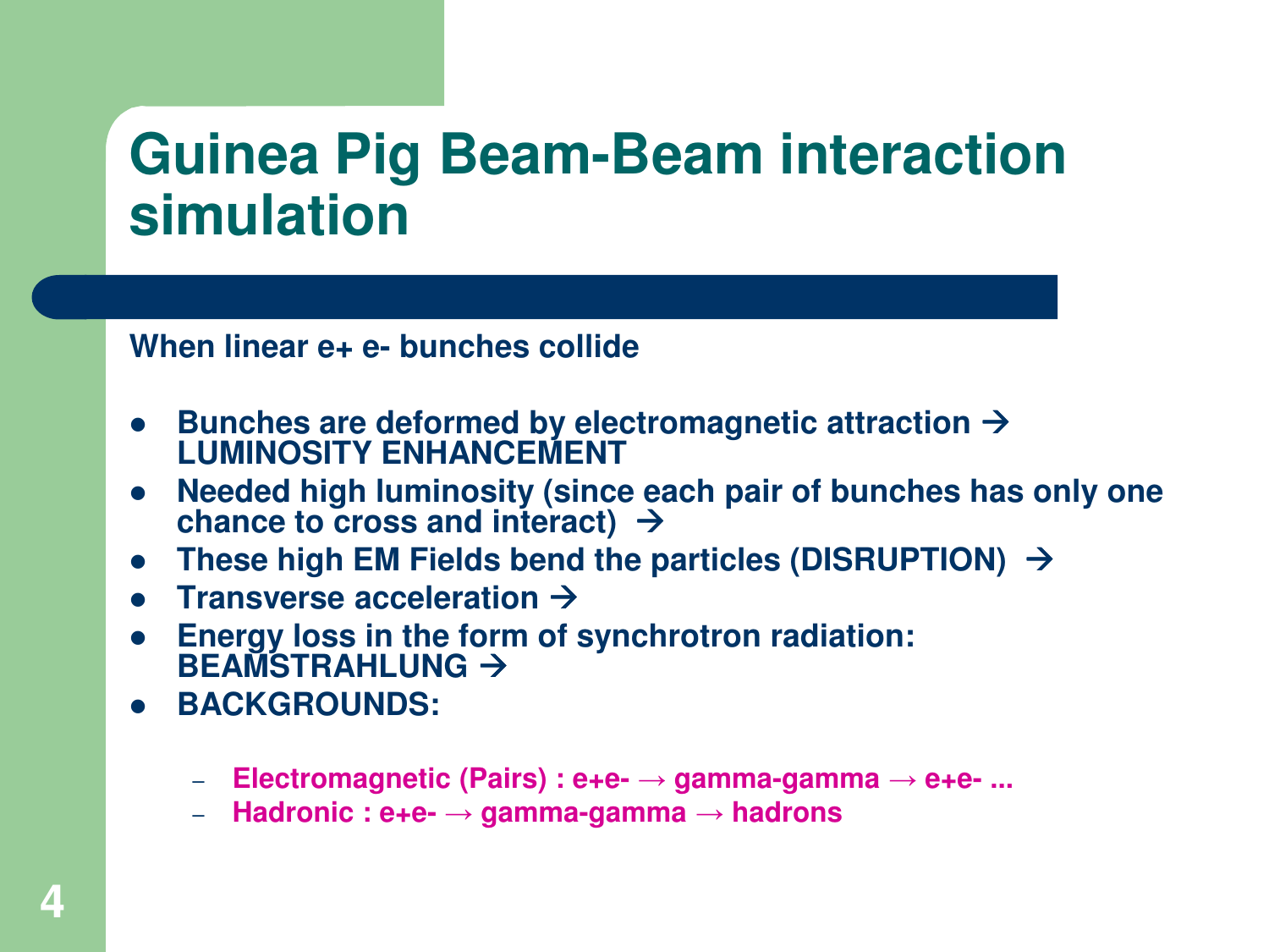# Guinea Pig Beam-Beam interaction simulation

**When linear e+ e- bunches collide**

- **Bunches are deformed by electromagnetic attraction → LUMINOSITY ENHANCEMENT**
- **Needed high luminosity (since each pair of bunches has only one chance to cross and interact) →**
- **These high EM Fields bend the particles (DISRUPTION) →**
- **Transverse acceleration →**
- **Energy loss in the form of synchrotron radiation: BEAMSTRAHLUNG →**
- **BACKGROUNDS:**
  - **Electromagnetic (Pairs) : e+e- → gamma-gamma → e+e- ...**
  - **Hadronic : e+e- → gamma-gamma → hadrons**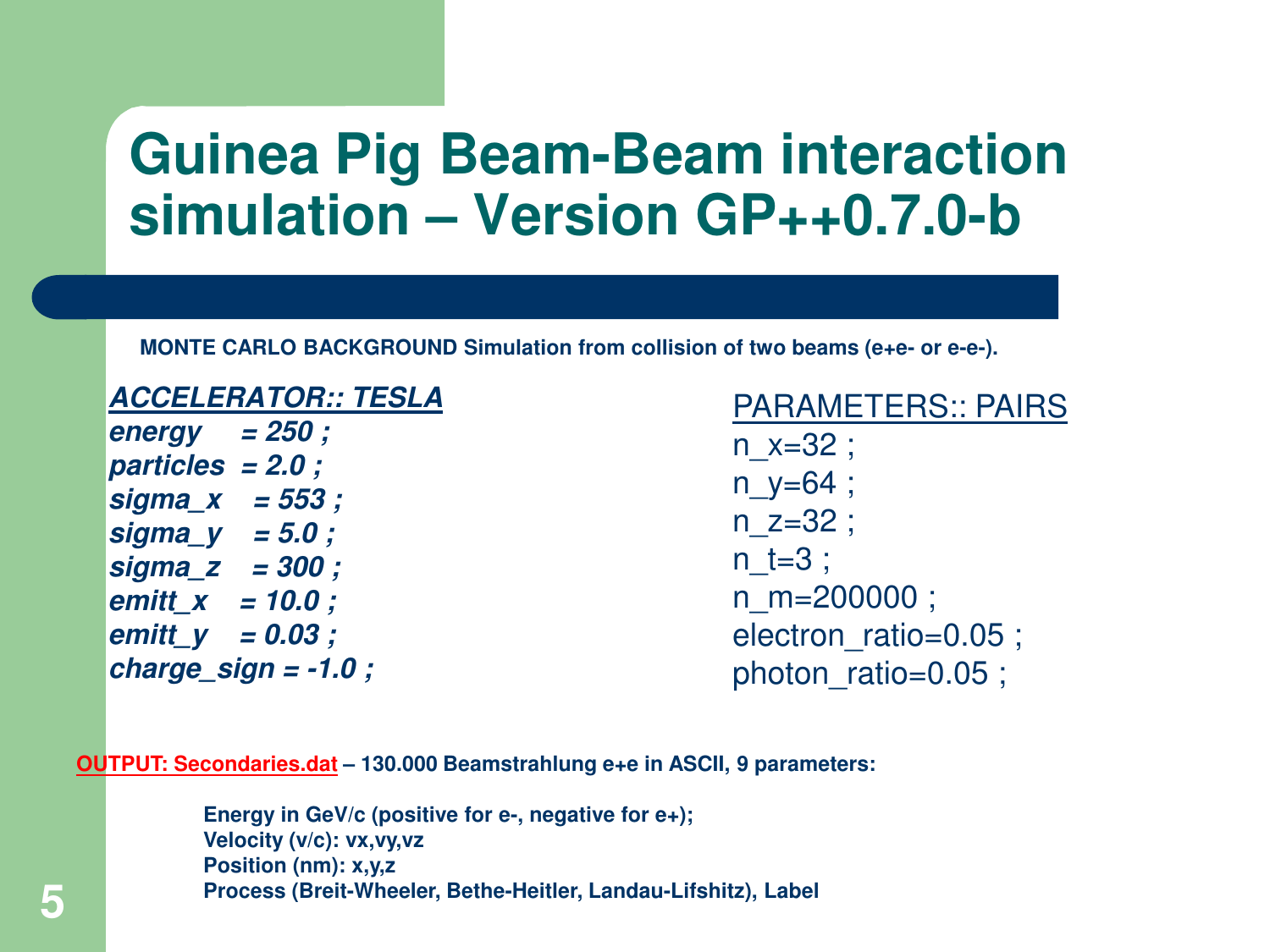# Guinea Pig Beam-Beam interaction simulation – Version GP++0.7.0-b

**MONTE CARLO BACKGROUND Simulation from collision of two beams (e+e- or e-e-).**

***ACCELERATOR:: TESLA***

***energy = 250 ;***
***particles = 2.0 ;***
***sigma_x = 553 ;***
***sigma_y = 5.0 ;***
***sigma_z = 300 ;***
***emitt_x = 10.0 ;***
***emitt_y = 0.03 ;***
***charge_sign = -1.0 ;***

PARAMETERS:: PAIRS

n_x=32 ;
n_y=64 ;
n_z=32 ;
n_t=3 ;
n_m=200000 ;
electron_ratio=0.05 ;
photon_ratio=0.05 ;

**OUTPUT: Secondaries.dat – 130.000 Beamstrahlung e+e in ASCII, 9 parameters:**

**Energy in GeV/c (positive for e-, negative for e+);**
**Velocity (v/c): vx,vy,vz**
**Position (nm): x,y,z**
**Process (Breit-Wheeler, Bethe-Heitler, Landau-Lifshitz), Label**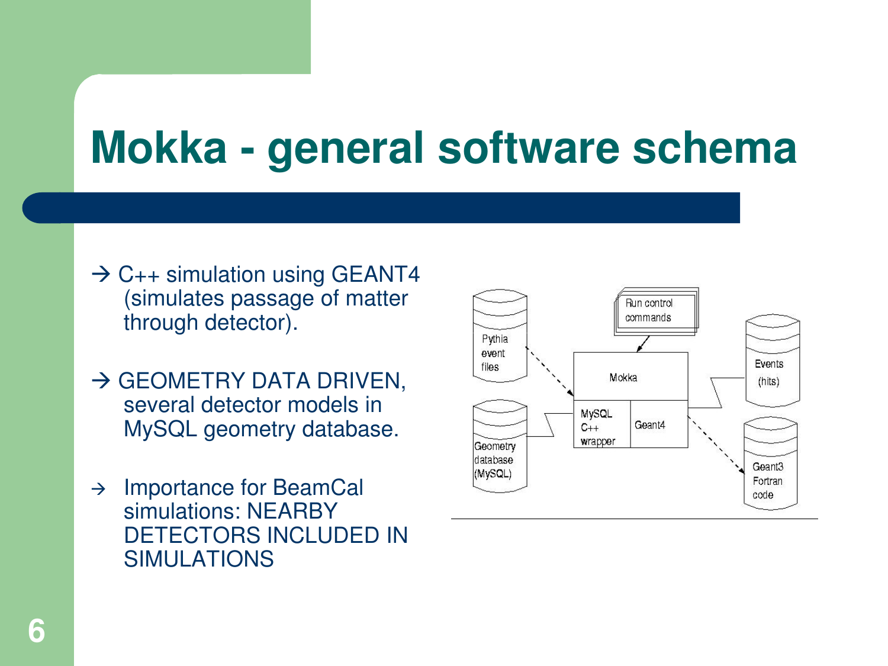# Mokka - general software schema

- → C++ simulation using GEANT4 (simulates passage of matter through detector).
- → GEOMETRY DATA DRIVEN, several detector models in MySQL geometry database.
- → Importance for BeamCal simulations: NEARBY DETECTORS INCLUDED IN SIMULATIONS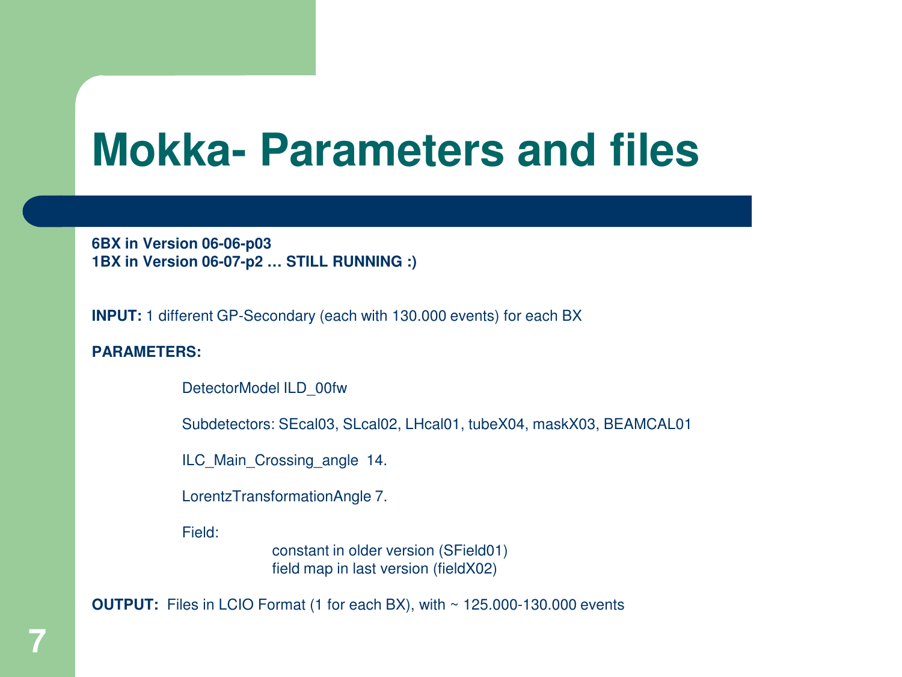# Mokka- Parameters and files

**6BX in Version 06-06-p03**
**1BX in Version 06-07-p2 … STILL RUNNING :)**

**INPUT:** 1 different GP-Secondary (each with 130.000 events) for each BX

**PARAMETERS:**

DetectorModel ILD_00fw

Subdetectors: SEcal03, SLcal02, LHcal01, tubeX04, maskX03, BEAMCAL01

ILC_Main_Crossing_angle 14.

LorentzTransformationAngle 7.

Field:

- constant in older version (SField01)
- field map in last version (fieldX02)

**OUTPUT:** Files in LCIO Format (1 for each BX), with ~ 125.000-130.000 events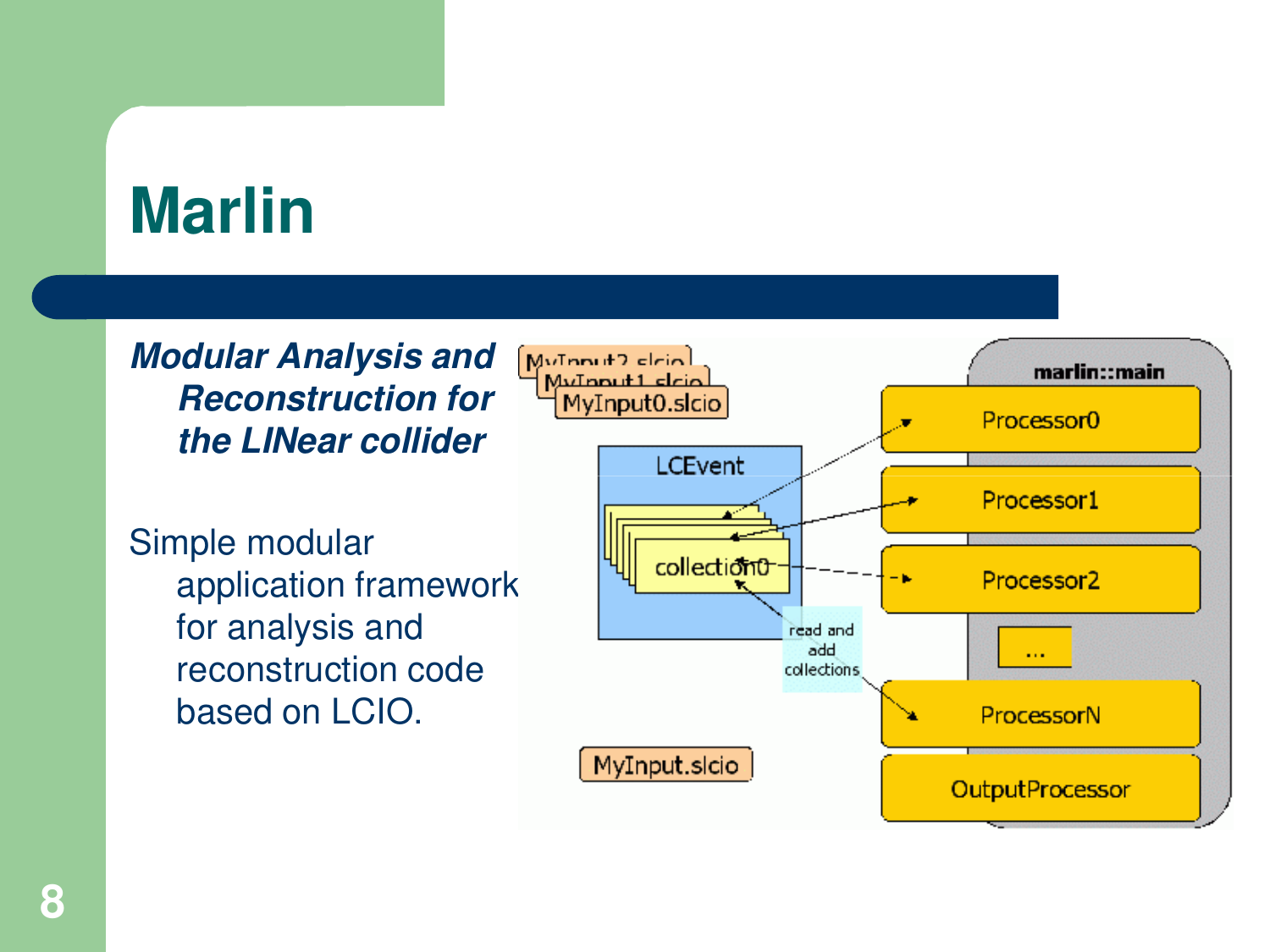# Marlin

***Modular Analysis and Reconstruction for the LINear collider***

Simple modular application framework for analysis and reconstruction code based on LCIO.

MyInput2.slcio
MyInput1.slcio
MyInput0.slcio

LCEvent

collection0

read and add collections

marlin::main

Processor0

Processor1

Processor2

...

ProcessorN

OutputProcessor

MyInput.slcio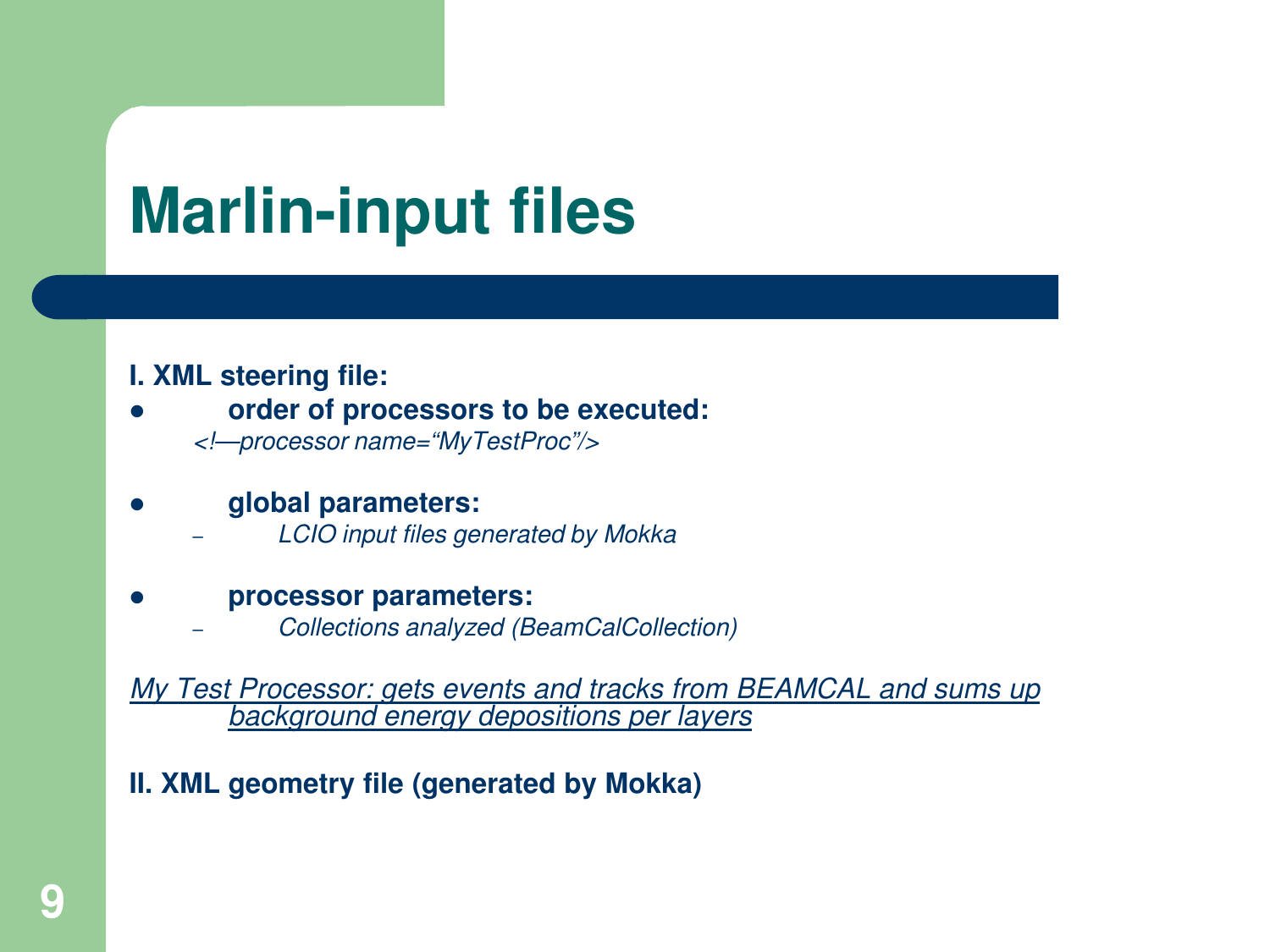# Marlin-input files

**I. XML steering file:**

- **order of processors to be executed:**

  *<!—processor name="MyTestProc"/>*

- **global parameters:**
  - *LCIO input files generated by Mokka*

- **processor parameters:**
  - *Collections analyzed (BeamCalCollection)*

*My Test Processor: gets events and tracks from BEAMCAL and sums up background energy depositions per layers*

**II. XML geometry file (generated by Mokka)**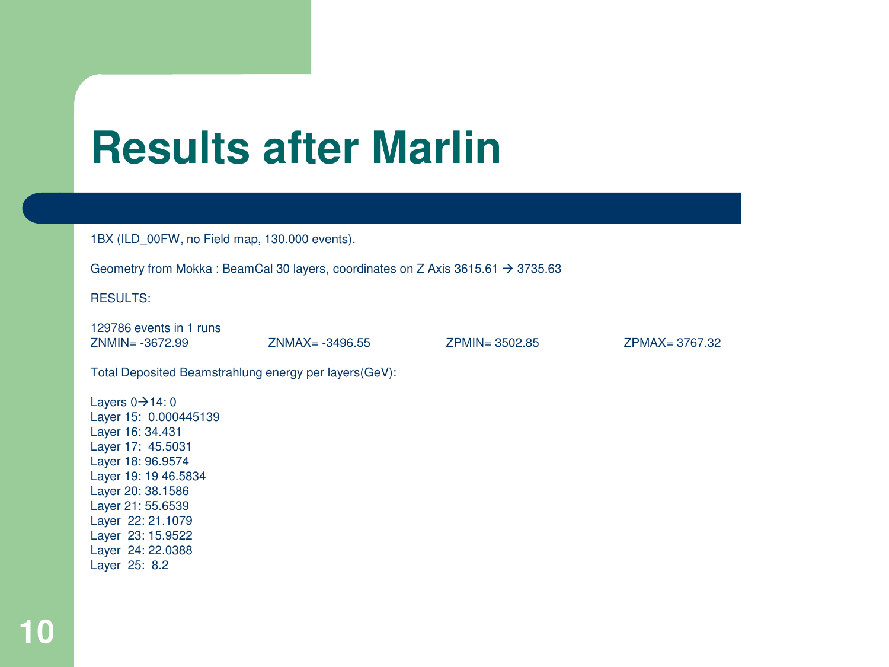# Results after Marlin

1BX (ILD_00FW, no Field map, 130.000 events).

Geometry from Mokka : BeamCal 30 layers, coordinates on Z Axis 3615.61 → 3735.63

RESULTS:

129786 events in 1 runs

ZNMIN= -3672.99 ZNMAX= -3496.55 ZPMIN= 3502.85 ZPMAX= 3767.32

Total Deposited Beamstrahlung energy per layers(GeV):

Layers 0→14: 0
Layer 15: 0.000445139
Layer 16: 34.431
Layer 17: 45.5031
Layer 18: 96.9574
Layer 19: 19 46.5834
Layer 20: 38.1586
Layer 21: 55.6539
Layer 22: 21.1079
Layer 23: 15.9522
Layer 24: 22.0388
Layer 25: 8.2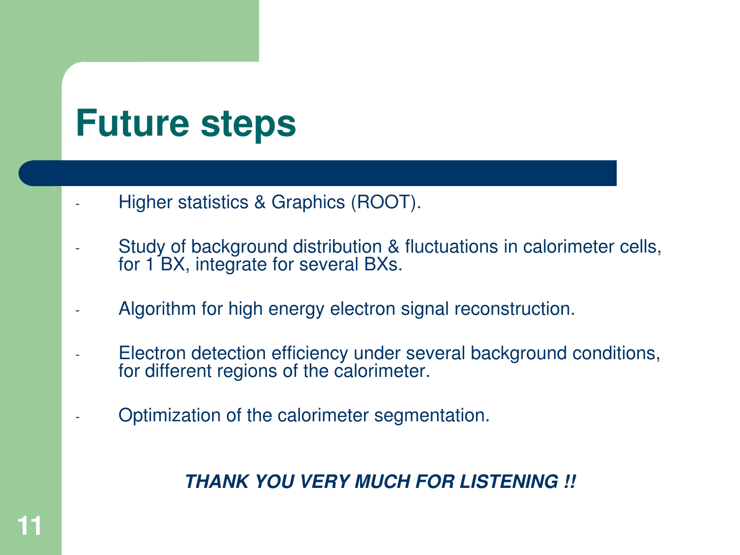# Future steps

- Higher statistics & Graphics (ROOT).
- Study of background distribution & fluctuations in calorimeter cells, for 1 BX, integrate for several BXs.
- Algorithm for high energy electron signal reconstruction.
- Electron detection efficiency under several background conditions, for different regions of the calorimeter.
- Optimization of the calorimeter segmentation.

***THANK YOU VERY MUCH FOR LISTENING !!***